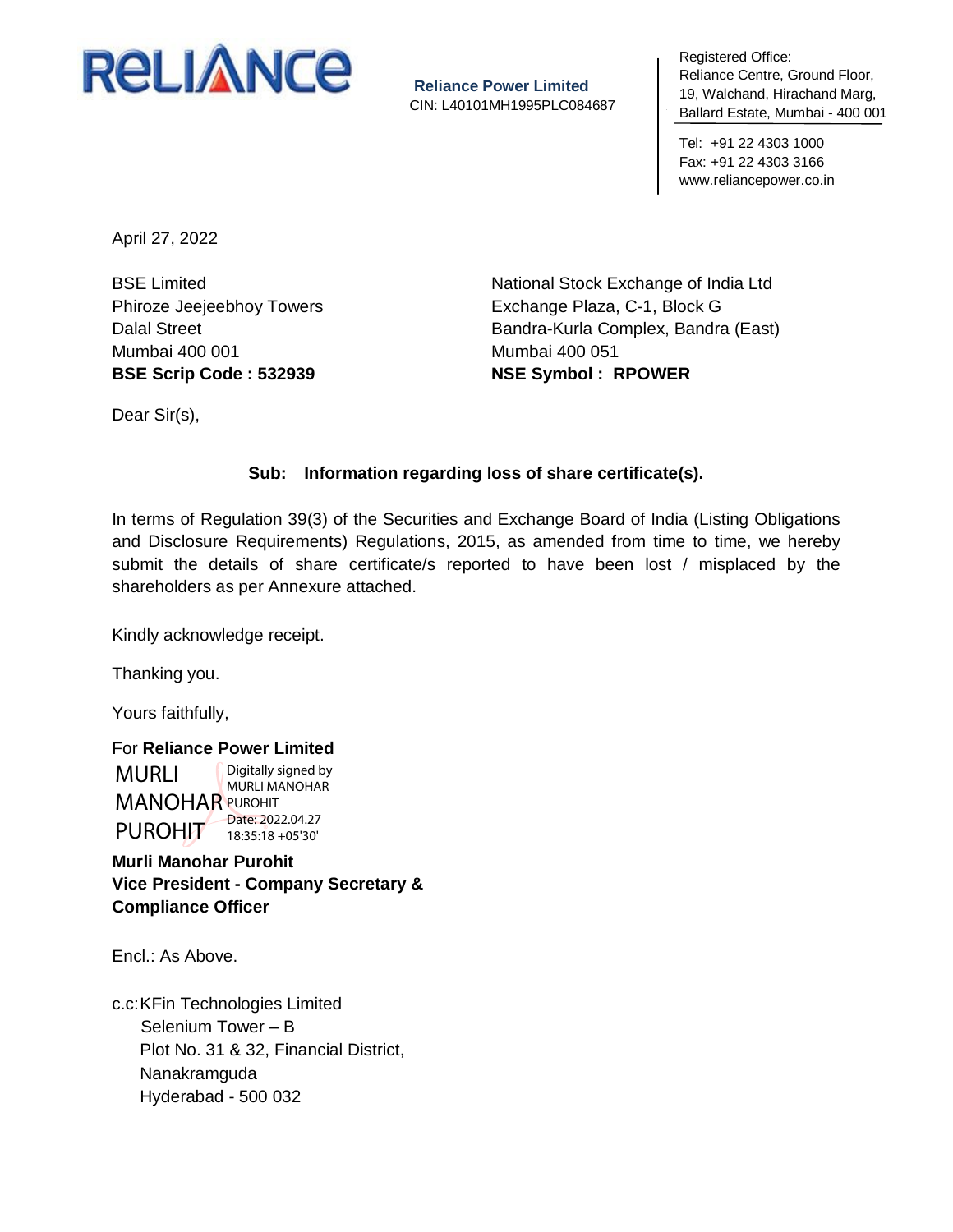RELIANCE

**Reliance Power Limited**
CIN: L40101MH1995PLC084687

Registered Office:
Reliance Centre, Ground Floor,
19, Walchand, Hirachand Marg,
Ballard Estate, Mumbai - 400 001

Tel: +91 22 4303 1000
Fax: +91 22 4303 3166
www.reliancepower.co.in

April 27, 2022

BSE Limited
Phiroze Jeejeebhoy Towers
Dalal Street
Mumbai 400 001
**BSE Scrip Code : 532939**

National Stock Exchange of India Ltd
Exchange Plaza, C-1, Block G
Bandra-Kurla Complex, Bandra (East)
Mumbai 400 051
**NSE Symbol : RPOWER**

Dear Sir(s),

**Sub: Information regarding loss of share certificate(s).**

In terms of Regulation 39(3) of the Securities and Exchange Board of India (Listing Obligations and Disclosure Requirements) Regulations, 2015, as amended from time to time, we hereby submit the details of share certificate/s reported to have been lost / misplaced by the shareholders as per Annexure attached.

Kindly acknowledge receipt.

Thanking you.

Yours faithfully,

For **Reliance Power Limited**

MURLI MANOHAR PUROHIT
Digitally signed by MURLI MANOHAR PUROHIT
Date: 2022.04.27 18:35:18 +05'30'

**Murli Manohar Purohit**
**Vice President - Company Secretary &**
**Compliance Officer**

Encl.: As Above.

c.c: KFin Technologies Limited
Selenium Tower – B
Plot No. 31 & 32, Financial District,
Nanakramguda
Hyderabad - 500 032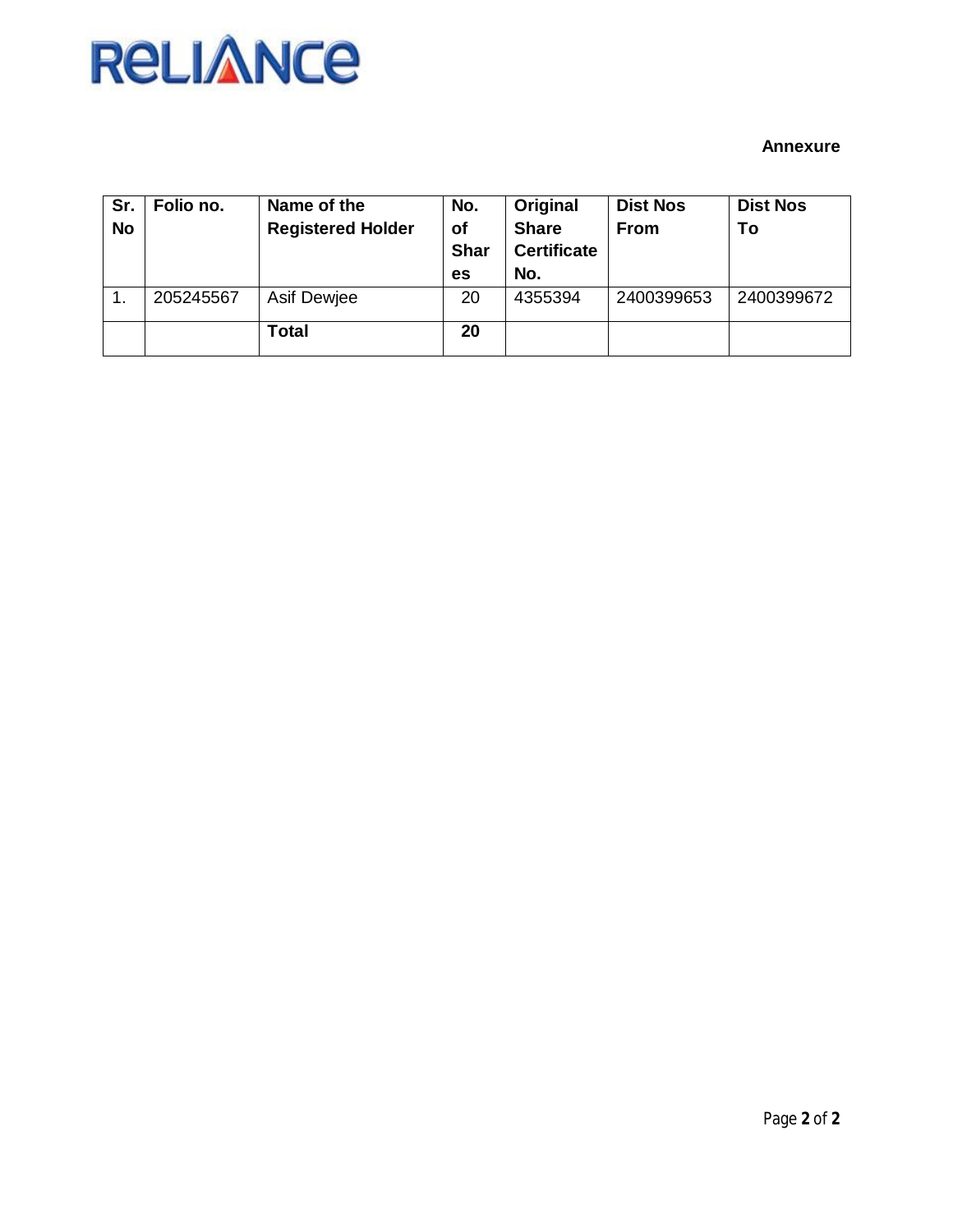RELIANCE

**Annexure**

| Sr. No | Folio no. | Name of the Registered Holder | No. of Shares | Original Share Certificate No. | Dist Nos From | Dist Nos To |
|---|---|---|---|---|---|---|
| 1. | 205245567 | Asif Dewjee | 20 | 4355394 | 2400399653 | 2400399672 |
| | | **Total** | **20** | | | |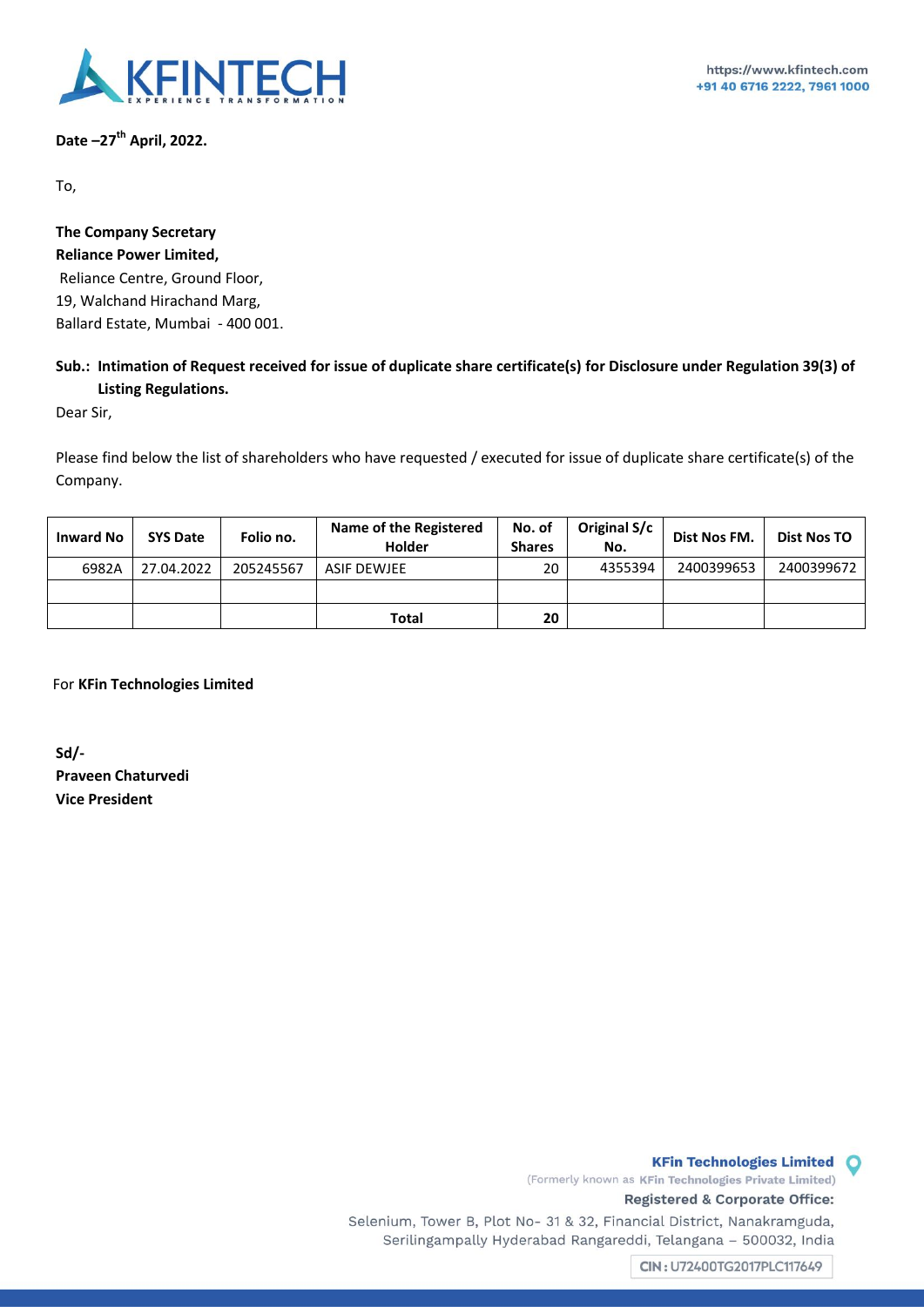**Date –27th April, 2022.**

To,

**The Company Secretary**
**Reliance Power Limited,**
Reliance Centre, Ground Floor,
19, Walchand Hirachand Marg,
Ballard Estate, Mumbai - 400 001.

**Sub.: Intimation of Request received for issue of duplicate share certificate(s) for Disclosure under Regulation 39(3) of Listing Regulations.**

Dear Sir,

Please find below the list of shareholders who have requested / executed for issue of duplicate share certificate(s) of the Company.

| Inward No | SYS Date | Folio no. | Name of the Registered Holder | No. of Shares | Original S/c No. | Dist Nos FM. | Dist Nos TO |
|---|---|---|---|---|---|---|---|
| 6982A | 27.04.2022 | 205245567 | ASIF DEWJEE | 20 | 4355394 | 2400399653 | 2400399672 |
| | | | | | | | |
| | | | **Total** | **20** | | | |

For **KFin Technologies Limited**

**Sd/-**
**Praveen Chaturvedi**
**Vice President**

**KFin Technologies Limited**
(Formerly known as **KFin Technologies Private Limited**)
**Registered & Corporate Office:**
Selenium, Tower B, Plot No- 31 & 32, Financial District, Nanakramguda, Serilingampally Hyderabad Rangareddi, Telangana – 500032, India

CIN: U72400TG2017PLC117649